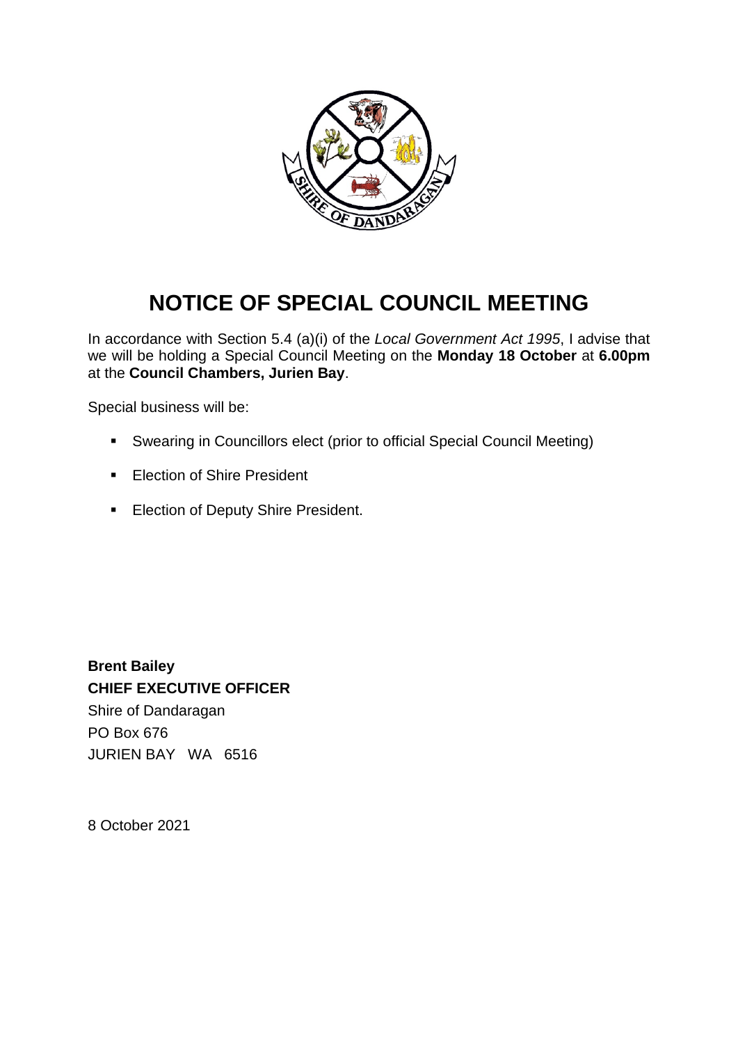# NOTICE OF SPECIAL COUNCIL MEETING

In accordance with Section 5.4 (a)(i) of the *Local Government Act 1995*, I advise that we will be holding a Special Council Meeting on the **Monday 18 October** at **6.00pm** at the **Council Chambers, Jurien Bay**.

Special business will be:

- Swearing in Councillors elect (prior to official Special Council Meeting)
- Election of Shire President
- Election of Deputy Shire President.

**Brent Bailey**
**CHIEF EXECUTIVE OFFICER**
Shire of Dandaragan
PO Box 676
JURIEN BAY WA 6516

8 October 2021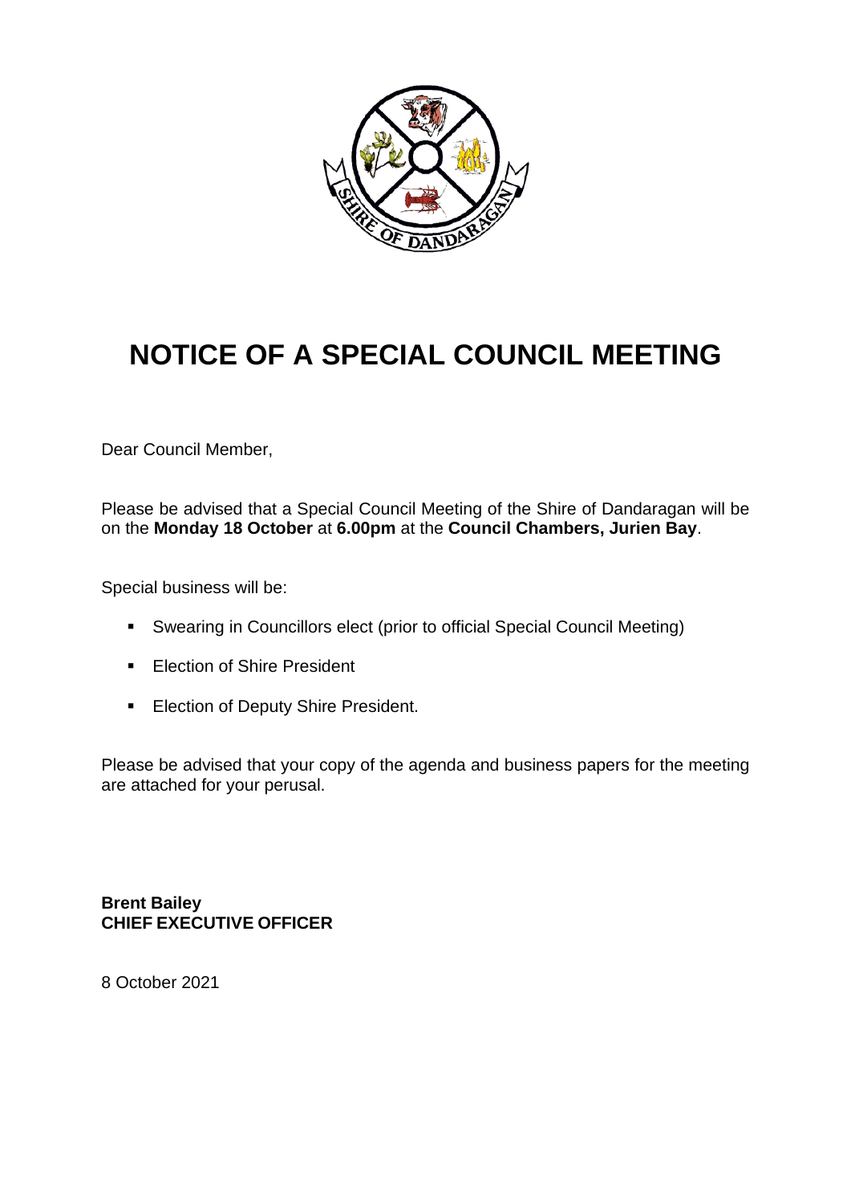# NOTICE OF A SPECIAL COUNCIL MEETING

Dear Council Member,

Please be advised that a Special Council Meeting of the Shire of Dandaragan will be on the **Monday 18 October** at **6.00pm** at the **Council Chambers, Jurien Bay**.

Special business will be:

- Swearing in Councillors elect (prior to official Special Council Meeting)
- Election of Shire President
- Election of Deputy Shire President.

Please be advised that your copy of the agenda and business papers for the meeting are attached for your perusal.

**Brent Bailey**
**CHIEF EXECUTIVE OFFICER**

8 October 2021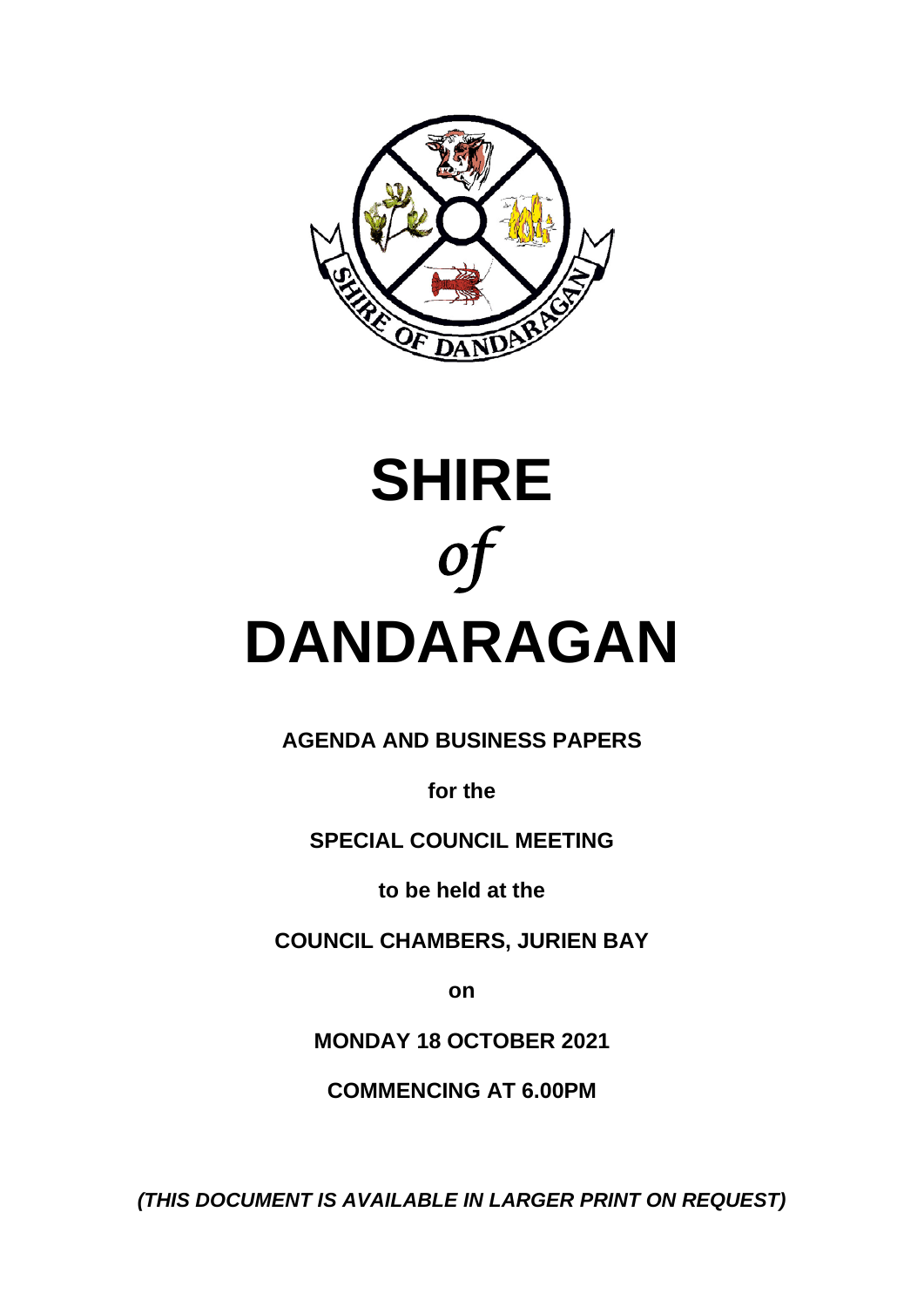# SHIRE

*of*

# DANDARAGAN

**AGENDA AND BUSINESS PAPERS**

**for the**

**SPECIAL COUNCIL MEETING**

**to be held at the**

**COUNCIL CHAMBERS, JURIEN BAY**

**on**

**MONDAY 18 OCTOBER 2021**

**COMMENCING AT 6.00PM**

***(THIS DOCUMENT IS AVAILABLE IN LARGER PRINT ON REQUEST)***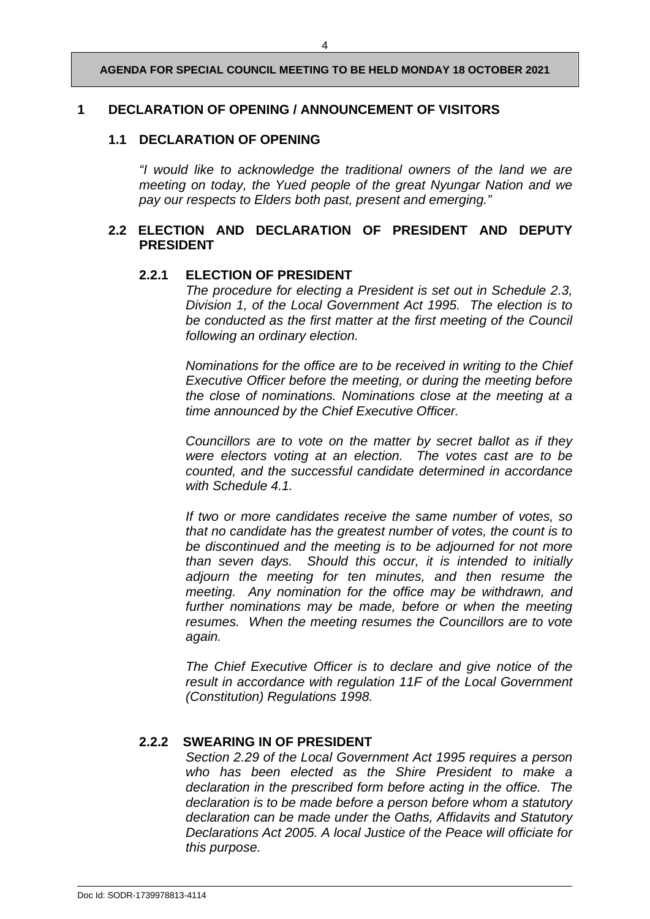## 1 DECLARATION OF OPENING / ANNOUNCEMENT OF VISITORS

### 1.1 DECLARATION OF OPENING

*"I would like to acknowledge the traditional owners of the land we are meeting on today, the Yued people of the great Nyungar Nation and we pay our respects to Elders both past, present and emerging."*

### 2.2 ELECTION AND DECLARATION OF PRESIDENT AND DEPUTY PRESIDENT

#### 2.2.1 ELECTION OF PRESIDENT

*The procedure for electing a President is set out in Schedule 2.3, Division 1, of the Local Government Act 1995. The election is to be conducted as the first matter at the first meeting of the Council following an ordinary election.*

*Nominations for the office are to be received in writing to the Chief Executive Officer before the meeting, or during the meeting before the close of nominations. Nominations close at the meeting at a time announced by the Chief Executive Officer.*

*Councillors are to vote on the matter by secret ballot as if they were electors voting at an election. The votes cast are to be counted, and the successful candidate determined in accordance with Schedule 4.1.*

*If two or more candidates receive the same number of votes, so that no candidate has the greatest number of votes, the count is to be discontinued and the meeting is to be adjourned for not more than seven days. Should this occur, it is intended to initially adjourn the meeting for ten minutes, and then resume the meeting. Any nomination for the office may be withdrawn, and further nominations may be made, before or when the meeting resumes. When the meeting resumes the Councillors are to vote again.*

*The Chief Executive Officer is to declare and give notice of the result in accordance with regulation 11F of the Local Government (Constitution) Regulations 1998.*

#### 2.2.2 SWEARING IN OF PRESIDENT

*Section 2.29 of the Local Government Act 1995 requires a person who has been elected as the Shire President to make a declaration in the prescribed form before acting in the office. The declaration is to be made before a person before whom a statutory declaration can be made under the Oaths, Affidavits and Statutory Declarations Act 2005. A local Justice of the Peace will officiate for this purpose.*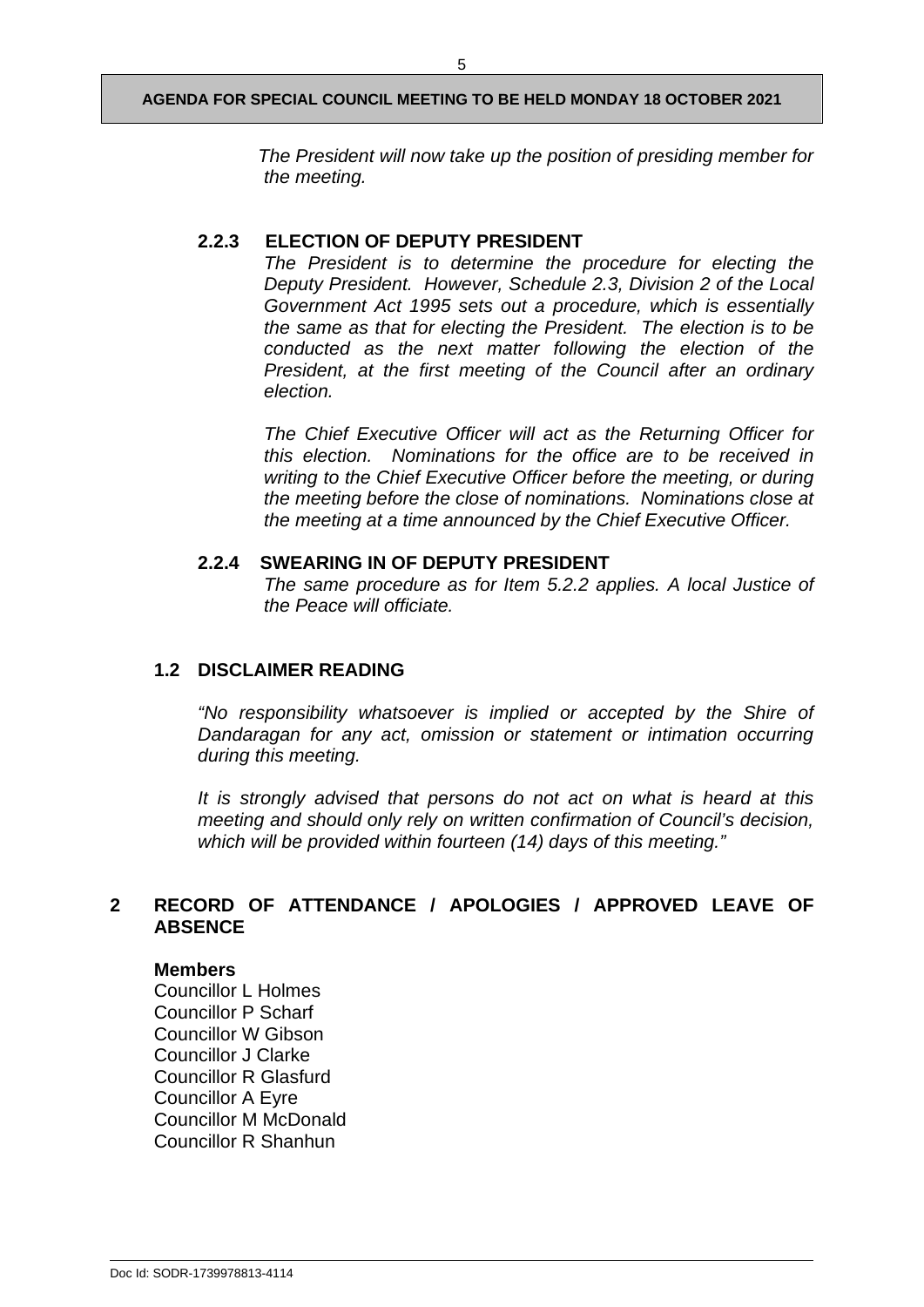*The President will now take up the position of presiding member for the meeting.*

#### 2.2.3 ELECTION OF DEPUTY PRESIDENT

*The President is to determine the procedure for electing the Deputy President. However, Schedule 2.3, Division 2 of the Local Government Act 1995 sets out a procedure, which is essentially the same as that for electing the President. The election is to be conducted as the next matter following the election of the President, at the first meeting of the Council after an ordinary election.*

*The Chief Executive Officer will act as the Returning Officer for this election. Nominations for the office are to be received in writing to the Chief Executive Officer before the meeting, or during the meeting before the close of nominations. Nominations close at the meeting at a time announced by the Chief Executive Officer.*

#### 2.2.4 SWEARING IN OF DEPUTY PRESIDENT

*The same procedure as for Item 5.2.2 applies. A local Justice of the Peace will officiate.*

### 1.2 DISCLAIMER READING

*"No responsibility whatsoever is implied or accepted by the Shire of Dandaragan for any act, omission or statement or intimation occurring during this meeting.*

*It is strongly advised that persons do not act on what is heard at this meeting and should only rely on written confirmation of Council's decision, which will be provided within fourteen (14) days of this meeting."*

## 2 RECORD OF ATTENDANCE / APOLOGIES / APPROVED LEAVE OF ABSENCE

**Members**

Councillor L Holmes
Councillor P Scharf
Councillor W Gibson
Councillor J Clarke
Councillor R Glasfurd
Councillor A Eyre
Councillor M McDonald
Councillor R Shanhun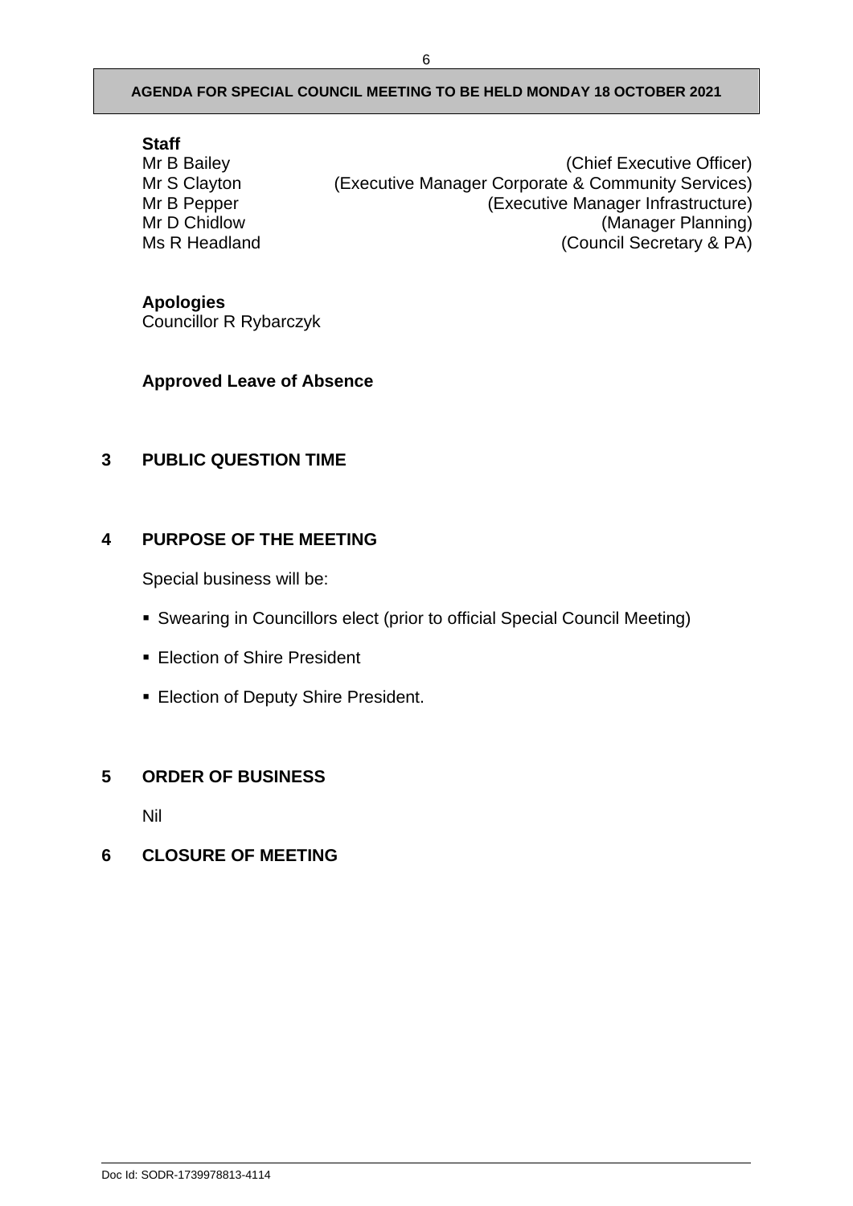**Staff**

Mr B Bailey (Chief Executive Officer)
Mr S Clayton (Executive Manager Corporate & Community Services)
Mr B Pepper (Executive Manager Infrastructure)
Mr D Chidlow (Manager Planning)
Ms R Headland (Council Secretary & PA)

**Apologies**

Councillor R Rybarczyk

**Approved Leave of Absence**

## 3 PUBLIC QUESTION TIME

## 4 PURPOSE OF THE MEETING

Special business will be:

- Swearing in Councillors elect (prior to official Special Council Meeting)
- Election of Shire President
- Election of Deputy Shire President.

## 5 ORDER OF BUSINESS

Nil

## 6 CLOSURE OF MEETING

Doc Id: SODR-1739978813-4114